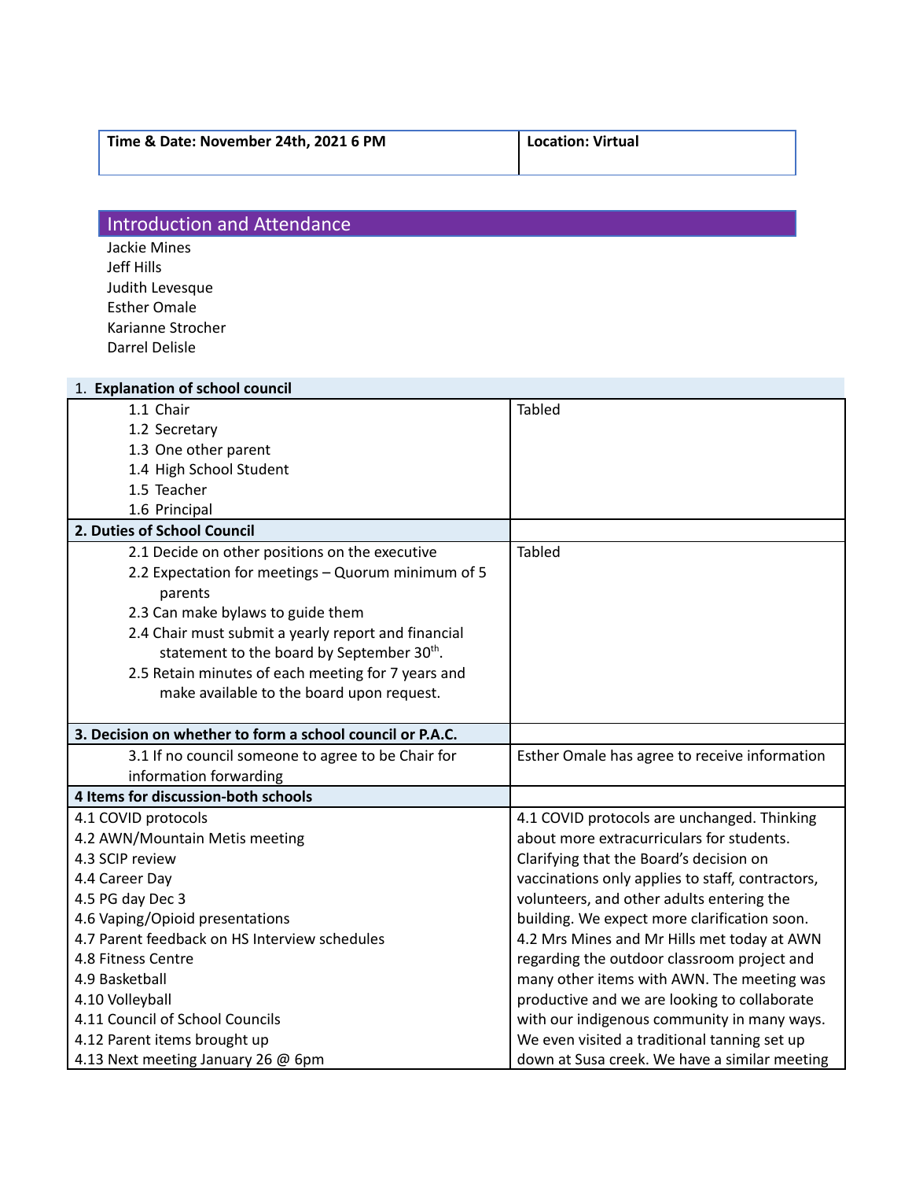| Time & Date: November 24th, 2021 6 PM | Location: Virtual |
|---|---|

## Introduction and Attendance

Jackie Mines
Jeff Hills
Judith Levesque
Esther Omale
Karianne Strocher
Darrel Delisle

| 1. **Explanation of school council** | |
|---|---|
| 1.1 Chair<br>1.2 Secretary<br>1.3 One other parent<br>1.4 High School Student<br>1.5 Teacher<br>1.6 Principal | Tabled |
| **2. Duties of School Council** | |
| 2.1 Decide on other positions on the executive<br>2.2 Expectation for meetings – Quorum minimum of 5 parents<br>2.3 Can make bylaws to guide them<br>2.4 Chair must submit a yearly report and financial statement to the board by September 30th.<br>2.5 Retain minutes of each meeting for 7 years and make available to the board upon request. | Tabled |
| **3. Decision on whether to form a school council or P.A.C.** | |
| 3.1 If no council someone to agree to be Chair for information forwarding | Esther Omale has agree to receive information |
| **4 Items for discussion-both schools** | |
| 4.1 COVID protocols<br>4.2 AWN/Mountain Metis meeting<br>4.3 SCIP review<br>4.4 Career Day<br>4.5 PG day Dec 3<br>4.6 Vaping/Opioid presentations<br>4.7 Parent feedback on HS Interview schedules<br>4.8 Fitness Centre<br>4.9 Basketball<br>4.10 Volleyball<br>4.11 Council of School Councils<br>4.12 Parent items brought up<br>4.13 Next meeting January 26 @ 6pm | 4.1 COVID protocols are unchanged. Thinking about more extracurriculars for students. Clarifying that the Board's decision on vaccinations only applies to staff, contractors, volunteers, and other adults entering the building. We expect more clarification soon.<br>4.2 Mrs Mines and Mr Hills met today at AWN regarding the outdoor classroom project and many other items with AWN. The meeting was productive and we are looking to collaborate with our indigenous community in many ways. We even visited a traditional tanning set up down at Susa creek. We have a similar meeting |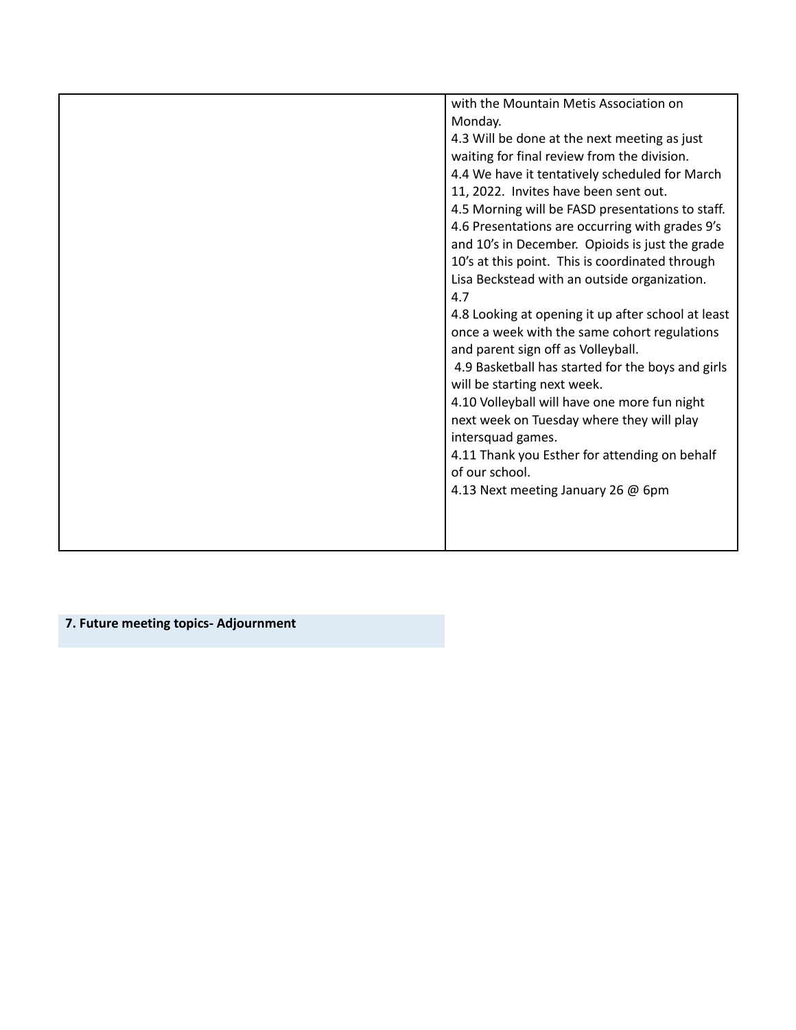| | |
|---|---|
| | with the Mountain Metis Association on Monday.<br>4.3 Will be done at the next meeting as just waiting for final review from the division.<br>4.4 We have it tentatively scheduled for March 11, 2022. Invites have been sent out.<br>4.5 Morning will be FASD presentations to staff.<br>4.6 Presentations are occurring with grades 9's and 10's in December. Opioids is just the grade 10's at this point. This is coordinated through Lisa Beckstead with an outside organization.<br>4.7<br>4.8 Looking at opening it up after school at least once a week with the same cohort regulations and parent sign off as Volleyball.<br>4.9 Basketball has started for the boys and girls will be starting next week.<br>4.10 Volleyball will have one more fun night next week on Tuesday where they will play intersquad games.<br>4.11 Thank you Esther for attending on behalf of our school.<br>4.13 Next meeting January 26 @ 6pm |

**7. Future meeting topics- Adjournment**